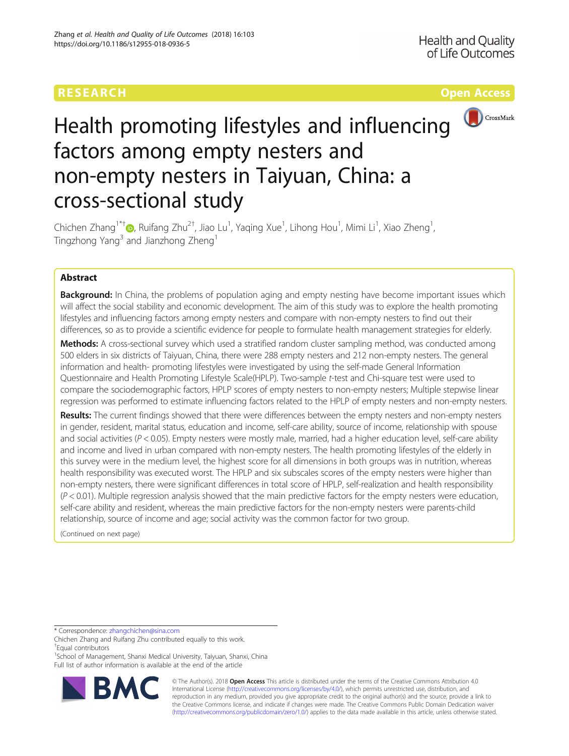RESEARCH Open Access

# Health promoting lifestyles and influencing factors among empty nesters and non-empty nesters in Taiyuan, China: a cross-sectional study

Chichen Zhang[1*†], Ruifang Zhu[2†], Jiao Lu[1], Yaqing Xue[1], Lihong Hou[1], Mimi Li[1], Xiao Zheng[1], Tingzhong Yang[3] and Jianzhong Zheng[1]

## Abstract

**Background:** In China, the problems of population aging and empty nesting have become important issues which will affect the social stability and economic development. The aim of this study was to explore the health promoting lifestyles and influencing factors among empty nesters and compare with non-empty nesters to find out their differences, so as to provide a scientific evidence for people to formulate health management strategies for elderly.

**Methods:** A cross-sectional survey which used a stratified random cluster sampling method, was conducted among 500 elders in six districts of Taiyuan, China, there were 288 empty nesters and 212 non-empty nesters. The general information and health- promoting lifestyles were investigated by using the self-made General Information Questionnaire and Health Promoting Lifestyle Scale(HPLP). Two-sample *t*-test and Chi-square test were used to compare the sociodemographic factors, HPLP scores of empty nesters to non-empty nesters; Multiple stepwise linear regression was performed to estimate influencing factors related to the HPLP of empty nesters and non-empty nesters.

**Results:** The current findings showed that there were differences between the empty nesters and non-empty nesters in gender, resident, marital status, education and income, self-care ability, source of income, relationship with spouse and social activities ($P < 0.05$). Empty nesters were mostly male, married, had a higher education level, self-care ability and income and lived in urban compared with non-empty nesters. The health promoting lifestyles of the elderly in this survey were in the medium level, the highest score for all dimensions in both groups was in nutrition, whereas health responsibility was executed worst. The HPLP and six subscales scores of the empty nesters were higher than non-empty nesters, there were significant differences in total score of HPLP, self-realization and health responsibility ($P < 0.01$). Multiple regression analysis showed that the main predictive factors for the empty nesters were education, self-care ability and resident, whereas the main predictive factors for the non-empty nesters were parents-child relationship, source of income and age; social activity was the common factor for two group.

(Continued on next page)

* Correspondence: zhangchichen@sina.com

Chichen Zhang and Ruifang Zhu contributed equally to this work.

†Equal contributors

[1]School of Management, Shanxi Medical University, Taiyuan, Shanxi, China

Full list of author information is available at the end of the article

© The Author(s). 2018 **Open Access** This article is distributed under the terms of the Creative Commons Attribution 4.0 International License (http://creativecommons.org/licenses/by/4.0/), which permits unrestricted use, distribution, and reproduction in any medium, provided you give appropriate credit to the original author(s) and the source, provide a link to the Creative Commons license, and indicate if changes were made. The Creative Commons Public Domain Dedication waiver (http://creativecommons.org/publicdomain/zero/1.0/) applies to the data made available in this article, unless otherwise stated.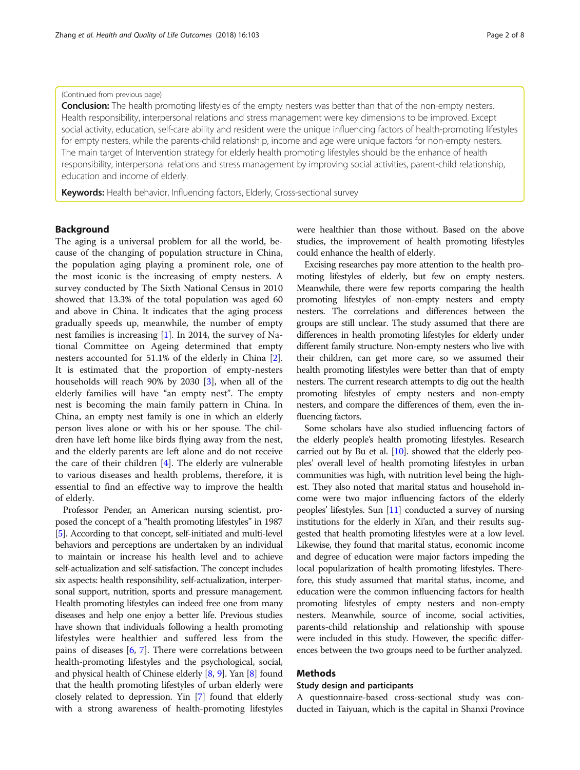(Continued from previous page)

**Conclusion:** The health promoting lifestyles of the empty nesters was better than that of the non-empty nesters. Health responsibility, interpersonal relations and stress management were key dimensions to be improved. Except social activity, education, self-care ability and resident were the unique influencing factors of health-promoting lifestyles for empty nesters, while the parents-child relationship, income and age were unique factors for non-empty nesters. The main target of Intervention strategy for elderly health promoting lifestyles should be the enhance of health responsibility, interpersonal relations and stress management by improving social activities, parent-child relationship, education and income of elderly.

**Keywords:** Health behavior, Influencing factors, Elderly, Cross-sectional survey

## Background

The aging is a universal problem for all the world, because of the changing of population structure in China, the population aging playing a prominent role, one of the most iconic is the increasing of empty nesters. A survey conducted by The Sixth National Census in 2010 showed that 13.3% of the total population was aged 60 and above in China. It indicates that the aging process gradually speeds up, meanwhile, the number of empty nest families is increasing [1]. In 2014, the survey of National Committee on Ageing determined that empty nesters accounted for 51.1% of the elderly in China [2]. It is estimated that the proportion of empty-nesters households will reach 90% by 2030 [3], when all of the elderly families will have "an empty nest". The empty nest is becoming the main family pattern in China. In China, an empty nest family is one in which an elderly person lives alone or with his or her spouse. The children have left home like birds flying away from the nest, and the elderly parents are left alone and do not receive the care of their children [4]. The elderly are vulnerable to various diseases and health problems, therefore, it is essential to find an effective way to improve the health of elderly.

Professor Pender, an American nursing scientist, proposed the concept of a "health promoting lifestyles" in 1987 [5]. According to that concept, self-initiated and multi-level behaviors and perceptions are undertaken by an individual to maintain or increase his health level and to achieve self-actualization and self-satisfaction. The concept includes six aspects: health responsibility, self-actualization, interpersonal support, nutrition, sports and pressure management. Health promoting lifestyles can indeed free one from many diseases and help one enjoy a better life. Previous studies have shown that individuals following a health promoting lifestyles were healthier and suffered less from the pains of diseases [6, 7]. There were correlations between health-promoting lifestyles and the psychological, social, and physical health of Chinese elderly [8, 9]. Yan [8] found that the health promoting lifestyles of urban elderly were closely related to depression. Yin [7] found that elderly with a strong awareness of health-promoting lifestyles were healthier than those without. Based on the above studies, the improvement of health promoting lifestyles could enhance the health of elderly.

Excising researches pay more attention to the health promoting lifestyles of elderly, but few on empty nesters. Meanwhile, there were few reports comparing the health promoting lifestyles of non-empty nesters and empty nesters. The correlations and differences between the groups are still unclear. The study assumed that there are differences in health promoting lifestyles for elderly under different family structure. Non-empty nesters who live with their children, can get more care, so we assumed their health promoting lifestyles were better than that of empty nesters. The current research attempts to dig out the health promoting lifestyles of empty nesters and non-empty nesters, and compare the differences of them, even the influencing factors.

Some scholars have also studied influencing factors of the elderly people's health promoting lifestyles. Research carried out by Bu et al. [10]. showed that the elderly peoples' overall level of health promoting lifestyles in urban communities was high, with nutrition level being the highest. They also noted that marital status and household income were two major influencing factors of the elderly peoples' lifestyles. Sun [11] conducted a survey of nursing institutions for the elderly in Xi'an, and their results suggested that health promoting lifestyles were at a low level. Likewise, they found that marital status, economic income and degree of education were major factors impeding the local popularization of health promoting lifestyles. Therefore, this study assumed that marital status, income, and education were the common influencing factors for health promoting lifestyles of empty nesters and non-empty nesters. Meanwhile, source of income, social activities, parents-child relationship and relationship with spouse were included in this study. However, the specific differences between the two groups need to be further analyzed.

## Methods

### Study design and participants

A questionnaire-based cross-sectional study was conducted in Taiyuan, which is the capital in Shanxi Province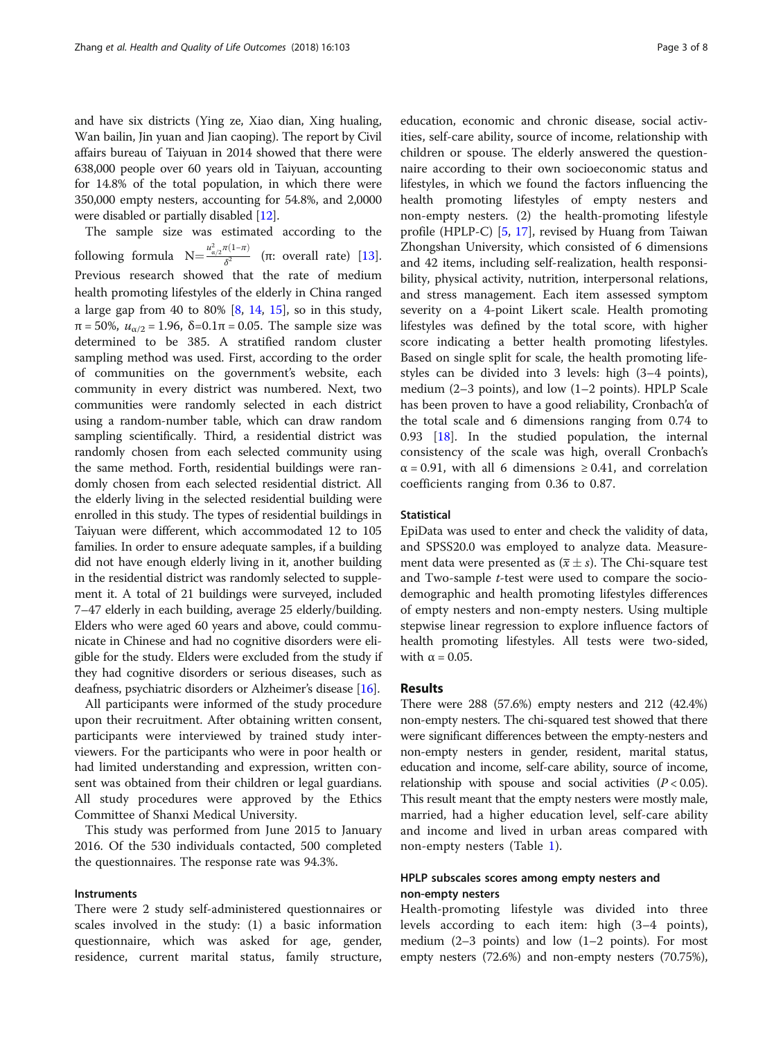and have six districts (Ying ze, Xiao dian, Xing hualing, Wan bailin, Jin yuan and Jian caoping). The report by Civil affairs bureau of Taiyuan in 2014 showed that there were 638,000 people over 60 years old in Taiyuan, accounting for 14.8% of the total population, in which there were 350,000 empty nesters, accounting for 54.8%, and 2,0000 were disabled or partially disabled [12].

The sample size was estimated according to the following formula $N=\frac{u_{\alpha/2}^2 \pi(1-\pi)}{\delta^2}$ (π: overall rate) [13]. Previous research showed that the rate of medium health promoting lifestyles of the elderly in China ranged a large gap from 40 to 80% [8, 14, 15], so in this study, $\pi = 50\%$, $u_{\alpha/2} = 1.96$, $\delta=0.1\pi = 0.05$. The sample size was determined to be 385. A stratified random cluster sampling method was used. First, according to the order of communities on the government's website, each community in every district was numbered. Next, two communities were randomly selected in each district using a random-number table, which can draw random sampling scientifically. Third, a residential district was randomly chosen from each selected community using the same method. Forth, residential buildings were randomly chosen from each selected residential district. All the elderly living in the selected residential building were enrolled in this study. The types of residential buildings in Taiyuan were different, which accommodated 12 to 105 families. In order to ensure adequate samples, if a building did not have enough elderly living in it, another building in the residential district was randomly selected to supplement it. A total of 21 buildings were surveyed, included 7–47 elderly in each building, average 25 elderly/building. Elders who were aged 60 years and above, could communicate in Chinese and had no cognitive disorders were eligible for the study. Elders were excluded from the study if they had cognitive disorders or serious diseases, such as deafness, psychiatric disorders or Alzheimer's disease [16].

All participants were informed of the study procedure upon their recruitment. After obtaining written consent, participants were interviewed by trained study interviewers. For the participants who were in poor health or had limited understanding and expression, written consent was obtained from their children or legal guardians. All study procedures were approved by the Ethics Committee of Shanxi Medical University.

This study was performed from June 2015 to January 2016. Of the 530 individuals contacted, 500 completed the questionnaires. The response rate was 94.3%.

### Instruments

There were 2 study self-administered questionnaires or scales involved in the study: (1) a basic information questionnaire, which was asked for age, gender, residence, current marital status, family structure, education, economic and chronic disease, social activities, self-care ability, source of income, relationship with children or spouse. The elderly answered the questionnaire according to their own socioeconomic status and lifestyles, in which we found the factors influencing the health promoting lifestyles of empty nesters and non-empty nesters. (2) the health-promoting lifestyle profile (HPLP-C) [5, 17], revised by Huang from Taiwan Zhongshan University, which consisted of 6 dimensions and 42 items, including self-realization, health responsibility, physical activity, nutrition, interpersonal relations, and stress management. Each item assessed symptom severity on a 4-point Likert scale. Health promoting lifestyles was defined by the total score, with higher score indicating a better health promoting lifestyles. Based on single split for scale, the health promoting lifestyles can be divided into 3 levels: high (3–4 points), medium (2–3 points), and low (1–2 points). HPLP Scale has been proven to have a good reliability, Cronbach'α of the total scale and 6 dimensions ranging from 0.74 to 0.93 [18]. In the studied population, the internal consistency of the scale was high, overall Cronbach's $\alpha = 0.91$, with all 6 dimensions $\geq 0.41$, and correlation coefficients ranging from 0.36 to 0.87.

### Statistical

EpiData was used to enter and check the validity of data, and SPSS20.0 was employed to analyze data. Measurement data were presented as ($\bar{x} \pm s$). The Chi-square test and Two-sample *t*-test were used to compare the socio-demographic and health promoting lifestyles differences of empty nesters and non-empty nesters. Using multiple stepwise linear regression to explore influence factors of health promoting lifestyles. All tests were two-sided, with $\alpha = 0.05$.

## Results

There were 288 (57.6%) empty nesters and 212 (42.4%) non-empty nesters. The chi-squared test showed that there were significant differences between the empty-nesters and non-empty nesters in gender, resident, marital status, education and income, self-care ability, source of income, relationship with spouse and social activities ($P < 0.05$). This result meant that the empty nesters were mostly male, married, had a higher education level, self-care ability and income and lived in urban areas compared with non-empty nesters (Table 1).

### HPLP subscales scores among empty nesters and non-empty nesters

Health-promoting lifestyle was divided into three levels according to each item: high (3–4 points), medium (2–3 points) and low (1–2 points). For most empty nesters (72.6%) and non-empty nesters (70.75%),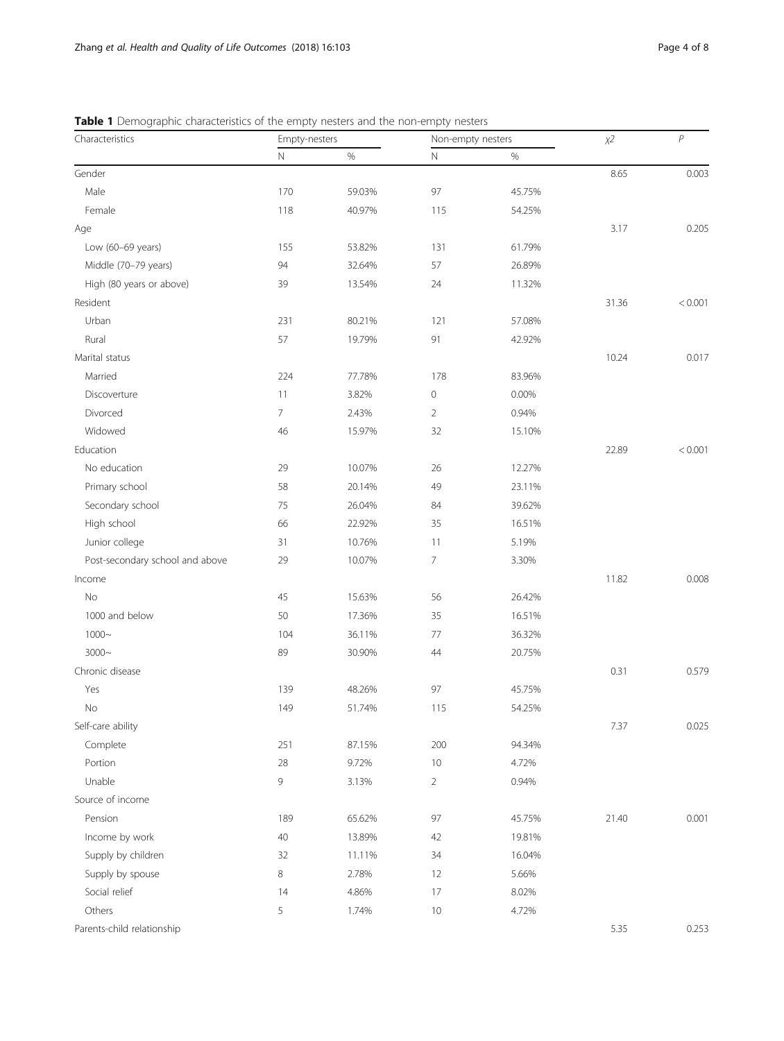**Table 1** Demographic characteristics of the empty nesters and the non-empty nesters

| Characteristics | Empty-nesters | | Non-empty nesters | | $\chi 2$ | *P* |
|---|---|---|---|---|---|---|
| | N | % | N | % | | |
| Gender | | | | | 8.65 | 0.003 |
| Male | 170 | 59.03% | 97 | 45.75% | | |
| Female | 118 | 40.97% | 115 | 54.25% | | |
| Age | | | | | 3.17 | 0.205 |
| Low (60–69 years) | 155 | 53.82% | 131 | 61.79% | | |
| Middle (70–79 years) | 94 | 32.64% | 57 | 26.89% | | |
| High (80 years or above) | 39 | 13.54% | 24 | 11.32% | | |
| Resident | | | | | 31.36 | < 0.001 |
| Urban | 231 | 80.21% | 121 | 57.08% | | |
| Rural | 57 | 19.79% | 91 | 42.92% | | |
| Marital status | | | | | 10.24 | 0.017 |
| Married | 224 | 77.78% | 178 | 83.96% | | |
| Discoverture | 11 | 3.82% | 0 | 0.00% | | |
| Divorced | 7 | 2.43% | 2 | 0.94% | | |
| Widowed | 46 | 15.97% | 32 | 15.10% | | |
| Education | | | | | 22.89 | < 0.001 |
| No education | 29 | 10.07% | 26 | 12.27% | | |
| Primary school | 58 | 20.14% | 49 | 23.11% | | |
| Secondary school | 75 | 26.04% | 84 | 39.62% | | |
| High school | 66 | 22.92% | 35 | 16.51% | | |
| Junior college | 31 | 10.76% | 11 | 5.19% | | |
| Post-secondary school and above | 29 | 10.07% | 7 | 3.30% | | |
| Income | | | | | 11.82 | 0.008 |
| No | 45 | 15.63% | 56 | 26.42% | | |
| 1000 and below | 50 | 17.36% | 35 | 16.51% | | |
| 1000~ | 104 | 36.11% | 77 | 36.32% | | |
| 3000~ | 89 | 30.90% | 44 | 20.75% | | |
| Chronic disease | | | | | 0.31 | 0.579 |
| Yes | 139 | 48.26% | 97 | 45.75% | | |
| No | 149 | 51.74% | 115 | 54.25% | | |
| Self-care ability | | | | | 7.37 | 0.025 |
| Complete | 251 | 87.15% | 200 | 94.34% | | |
| Portion | 28 | 9.72% | 10 | 4.72% | | |
| Unable | 9 | 3.13% | 2 | 0.94% | | |
| Source of income | | | | | | |
| Pension | 189 | 65.62% | 97 | 45.75% | 21.40 | 0.001 |
| Income by work | 40 | 13.89% | 42 | 19.81% | | |
| Supply by children | 32 | 11.11% | 34 | 16.04% | | |
| Supply by spouse | 8 | 2.78% | 12 | 5.66% | | |
| Social relief | 14 | 4.86% | 17 | 8.02% | | |
| Others | 5 | 1.74% | 10 | 4.72% | | |
| Parents-child relationship | | | | | 5.35 | 0.253 |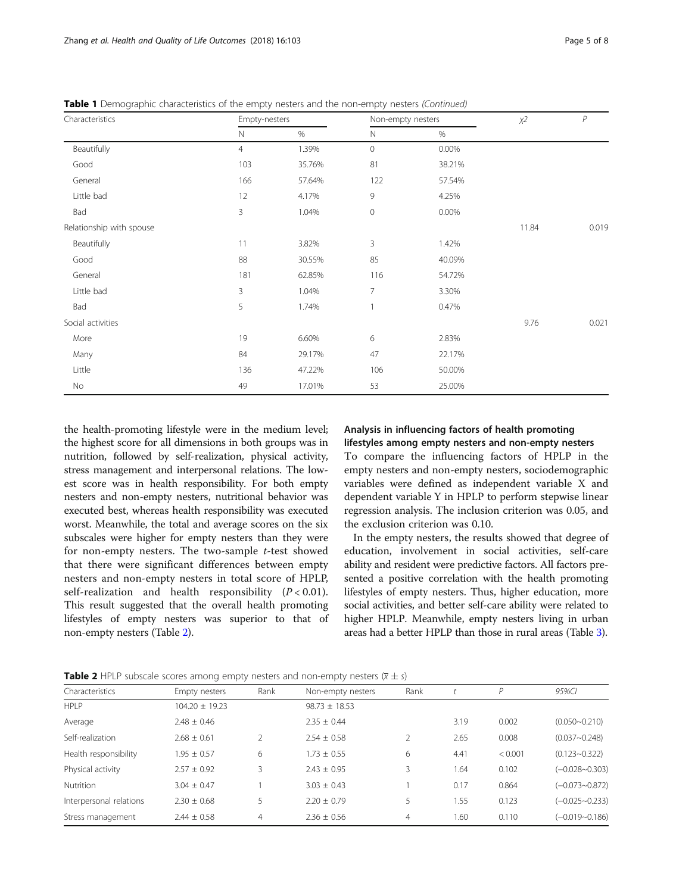**Table 1** Demographic characteristics of the empty nesters and the non-empty nesters *(Continued)*

| Characteristics | Empty-nesters | | Non-empty nesters | | $\chi 2$ | $P$ |
|---|---|---|---|---|---|---|
| | N | % | N | % | | |
| Beautifully | 4 | 1.39% | 0 | 0.00% | | |
| Good | 103 | 35.76% | 81 | 38.21% | | |
| General | 166 | 57.64% | 122 | 57.54% | | |
| Little bad | 12 | 4.17% | 9 | 4.25% | | |
| Bad | 3 | 1.04% | 0 | 0.00% | | |
| Relationship with spouse | | | | | 11.84 | 0.019 |
| Beautifully | 11 | 3.82% | 3 | 1.42% | | |
| Good | 88 | 30.55% | 85 | 40.09% | | |
| General | 181 | 62.85% | 116 | 54.72% | | |
| Little bad | 3 | 1.04% | 7 | 3.30% | | |
| Bad | 5 | 1.74% | 1 | 0.47% | | |
| Social activities | | | | | 9.76 | 0.021 |
| More | 19 | 6.60% | 6 | 2.83% | | |
| Many | 84 | 29.17% | 47 | 22.17% | | |
| Little | 136 | 47.22% | 106 | 50.00% | | |
| No | 49 | 17.01% | 53 | 25.00% | | |

the health-promoting lifestyle were in the medium level; the highest score for all dimensions in both groups was in nutrition, followed by self-realization, physical activity, stress management and interpersonal relations. The lowest score was in health responsibility. For both empty nesters and non-empty nesters, nutritional behavior was executed best, whereas health responsibility was executed worst. Meanwhile, the total and average scores on the six subscales were higher for empty nesters than they were for non-empty nesters. The two-sample *t*-test showed that there were significant differences between empty nesters and non-empty nesters in total score of HPLP, self-realization and health responsibility ($P < 0.01$). This result suggested that the overall health promoting lifestyles of empty nesters was superior to that of non-empty nesters (Table 2).

### Analysis in influencing factors of health promoting lifestyles among empty nesters and non-empty nesters

To compare the influencing factors of HPLP in the empty nesters and non-empty nesters, sociodemographic variables were defined as independent variable X and dependent variable Y in HPLP to perform stepwise linear regression analysis. The inclusion criterion was 0.05, and the exclusion criterion was 0.10.

In the empty nesters, the results showed that degree of education, involvement in social activities, self-care ability and resident were predictive factors. All factors presented a positive correlation with the health promoting lifestyles of empty nesters. Thus, higher education, more social activities, and better self-care ability were related to higher HPLP. Meanwhile, empty nesters living in urban areas had a better HPLP than those in rural areas (Table 3).

**Table 2** HPLP subscale scores among empty nesters and non-empty nesters ($\bar{x} \pm s$)

| Characteristics | Empty nesters | Rank | Non-empty nesters | Rank | $t$ | $P$ | 95%CI |
|---|---|---|---|---|---|---|---|
| HPLP | 104.20 ± 19.23 | | 98.73 ± 18.53 | | | | |
| Average | 2.48 ± 0.46 | | 2.35 ± 0.44 | | 3.19 | 0.002 | (0.050~0.210) |
| Self-realization | 2.68 ± 0.61 | 2 | 2.54 ± 0.58 | 2 | 2.65 | 0.008 | (0.037~0.248) |
| Health responsibility | 1.95 ± 0.57 | 6 | 1.73 ± 0.55 | 6 | 4.41 | < 0.001 | (0.123~0.322) |
| Physical activity | 2.57 ± 0.92 | 3 | 2.43 ± 0.95 | 3 | 1.64 | 0.102 | (−0.028~0.303) |
| Nutrition | 3.04 ± 0.47 | 1 | 3.03 ± 0.43 | 1 | 0.17 | 0.864 | (−0.073~0.872) |
| Interpersonal relations | 2.30 ± 0.68 | 5 | 2.20 ± 0.79 | 5 | 1.55 | 0.123 | (−0.025~0.233) |
| Stress management | 2.44 ± 0.58 | 4 | 2.36 ± 0.56 | 4 | 1.60 | 0.110 | (−0.019~0.186) |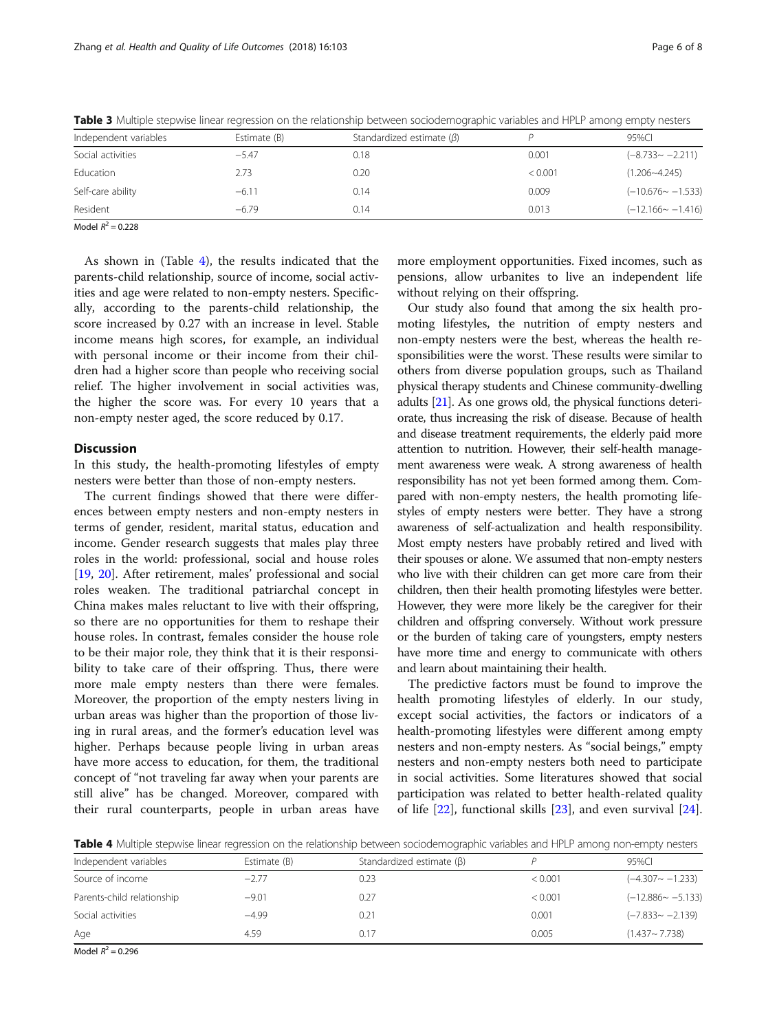**Table 3** Multiple stepwise linear regression on the relationship between sociodemographic variables and HPLP among empty nesters

| Independent variables | Estimate (B) | Standardized estimate (β) | P | 95%CI |
|---|---|---|---|---|
| Social activities | −5.47 | 0.18 | 0.001 | (−8.733~ −2.211) |
| Education | 2.73 | 0.20 | < 0.001 | (1.206~4.245) |
| Self-care ability | −6.11 | 0.14 | 0.009 | (−10.676~ −1.533) |
| Resident | −6.79 | 0.14 | 0.013 | (−12.166~ −1.416) |

Model $R^2 = 0.228$

As shown in (Table 4), the results indicated that the parents-child relationship, source of income, social activities and age were related to non-empty nesters. Specifically, according to the parents-child relationship, the score increased by 0.27 with an increase in level. Stable income means high scores, for example, an individual with personal income or their income from their children had a higher score than people who receiving social relief. The higher involvement in social activities was, the higher the score was. For every 10 years that a non-empty nester aged, the score reduced by 0.17.

## Discussion

In this study, the health-promoting lifestyles of empty nesters were better than those of non-empty nesters.

The current findings showed that there were differences between empty nesters and non-empty nesters in terms of gender, resident, marital status, education and income. Gender research suggests that males play three roles in the world: professional, social and house roles [19, 20]. After retirement, males' professional and social roles weaken. The traditional patriarchal concept in China makes males reluctant to live with their offspring, so there are no opportunities for them to reshape their house roles. In contrast, females consider the house role to be their major role, they think that it is their responsibility to take care of their offspring. Thus, there were more male empty nesters than there were females. Moreover, the proportion of the empty nesters living in urban areas was higher than the proportion of those living in rural areas, and the former's education level was higher. Perhaps because people living in urban areas have more access to education, for them, the traditional concept of "not traveling far away when your parents are still alive" has be changed. Moreover, compared with their rural counterparts, people in urban areas have more employment opportunities. Fixed incomes, such as pensions, allow urbanites to live an independent life without relying on their offspring.

Our study also found that among the six health promoting lifestyles, the nutrition of empty nesters and non-empty nesters were the best, whereas the health responsibilities were the worst. These results were similar to others from diverse population groups, such as Thailand physical therapy students and Chinese community-dwelling adults [21]. As one grows old, the physical functions deteriorate, thus increasing the risk of disease. Because of health and disease treatment requirements, the elderly paid more attention to nutrition. However, their self-health management awareness were weak. A strong awareness of health responsibility has not yet been formed among them. Compared with non-empty nesters, the health promoting lifestyles of empty nesters were better. They have a strong awareness of self-actualization and health responsibility. Most empty nesters have probably retired and lived with their spouses or alone. We assumed that non-empty nesters who live with their children can get more care from their children, then their health promoting lifestyles were better. However, they were more likely be the caregiver for their children and offspring conversely. Without work pressure or the burden of taking care of youngsters, empty nesters have more time and energy to communicate with others and learn about maintaining their health.

The predictive factors must be found to improve the health promoting lifestyles of elderly. In our study, except social activities, the factors or indicators of a health-promoting lifestyles were different among empty nesters and non-empty nesters. As "social beings," empty nesters and non-empty nesters both need to participate in social activities. Some literatures showed that social participation was related to better health-related quality of life [22], functional skills [23], and even survival [24].

**Table 4** Multiple stepwise linear regression on the relationship between sociodemographic variables and HPLP among non-empty nesters

| Independent variables | Estimate (B) | Standardized estimate (β) | P | 95%CI |
|---|---|---|---|---|
| Source of income | −2.77 | 0.23 | < 0.001 | (−4.307~ −1.233) |
| Parents-child relationship | −9.01 | 0.27 | < 0.001 | (−12.886~ −5.133) |
| Social activities | −4.99 | 0.21 | 0.001 | (−7.833~ −2.139) |
| Age | 4.59 | 0.17 | 0.005 | (1.437~ 7.738) |

Model $R^2 = 0.296$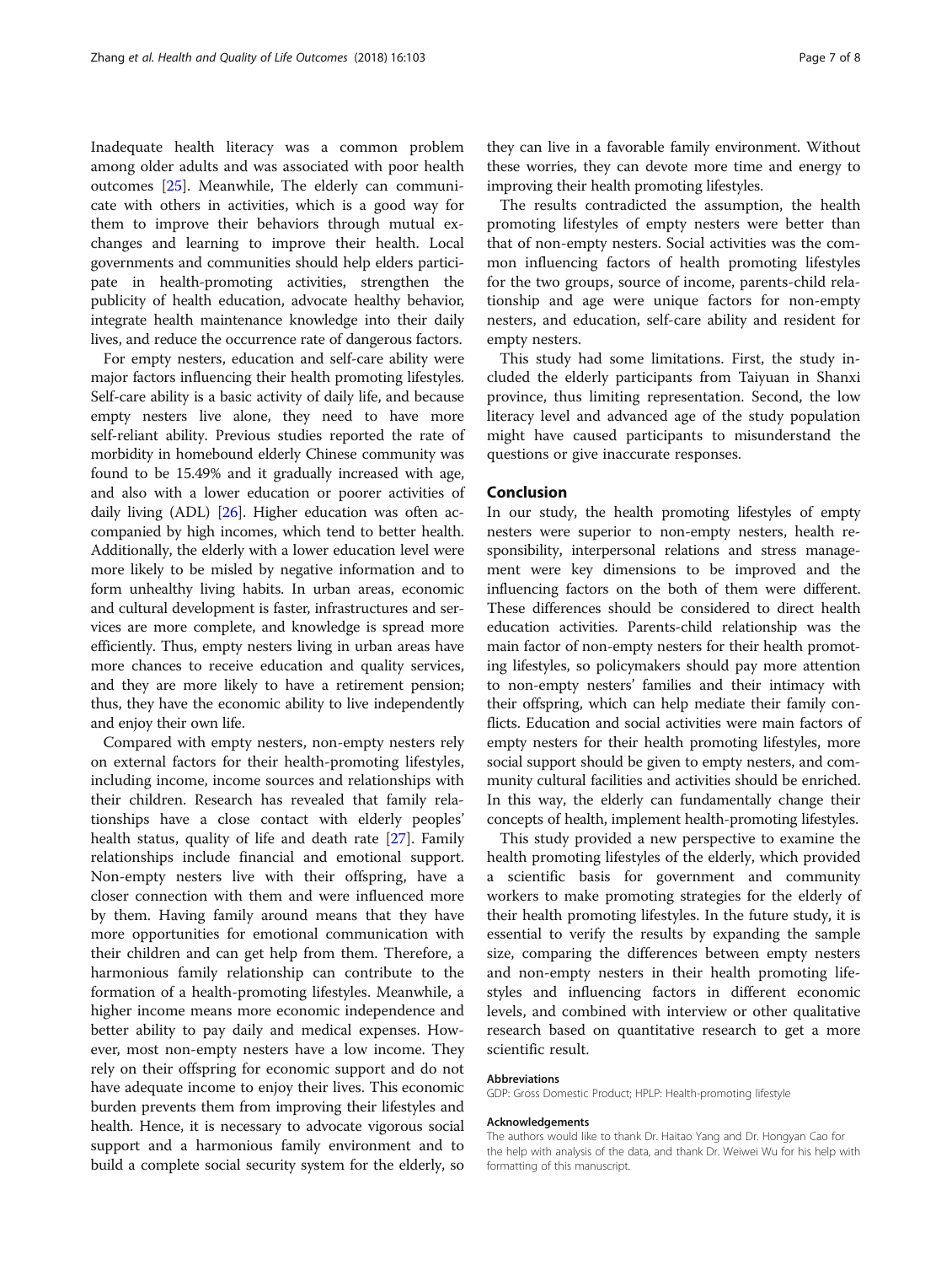Inadequate health literacy was a common problem among older adults and was associated with poor health outcomes [25]. Meanwhile, The elderly can communicate with others in activities, which is a good way for them to improve their behaviors through mutual exchanges and learning to improve their health. Local governments and communities should help elders participate in health-promoting activities, strengthen the publicity of health education, advocate healthy behavior, integrate health maintenance knowledge into their daily lives, and reduce the occurrence rate of dangerous factors.

For empty nesters, education and self-care ability were major factors influencing their health promoting lifestyles. Self-care ability is a basic activity of daily life, and because empty nesters live alone, they need to have more self-reliant ability. Previous studies reported the rate of morbidity in homebound elderly Chinese community was found to be 15.49% and it gradually increased with age, and also with a lower education or poorer activities of daily living (ADL) [26]. Higher education was often accompanied by high incomes, which tend to better health. Additionally, the elderly with a lower education level were more likely to be misled by negative information and to form unhealthy living habits. In urban areas, economic and cultural development is faster, infrastructures and services are more complete, and knowledge is spread more efficiently. Thus, empty nesters living in urban areas have more chances to receive education and quality services, and they are more likely to have a retirement pension; thus, they have the economic ability to live independently and enjoy their own life.

Compared with empty nesters, non-empty nesters rely on external factors for their health-promoting lifestyles, including income, income sources and relationships with their children. Research has revealed that family relationships have a close contact with elderly peoples' health status, quality of life and death rate [27]. Family relationships include financial and emotional support. Non-empty nesters live with their offspring, have a closer connection with them and were influenced more by them. Having family around means that they have more opportunities for emotional communication with their children and can get help from them. Therefore, a harmonious family relationship can contribute to the formation of a health-promoting lifestyles. Meanwhile, a higher income means more economic independence and better ability to pay daily and medical expenses. However, most non-empty nesters have a low income. They rely on their offspring for economic support and do not have adequate income to enjoy their lives. This economic burden prevents them from improving their lifestyles and health. Hence, it is necessary to advocate vigorous social support and a harmonious family environment and to build a complete social security system for the elderly, so they can live in a favorable family environment. Without these worries, they can devote more time and energy to improving their health promoting lifestyles.

The results contradicted the assumption, the health promoting lifestyles of empty nesters were better than that of non-empty nesters. Social activities was the common influencing factors of health promoting lifestyles for the two groups, source of income, parents-child relationship and age were unique factors for non-empty nesters, and education, self-care ability and resident for empty nesters.

This study had some limitations. First, the study included the elderly participants from Taiyuan in Shanxi province, thus limiting representation. Second, the low literacy level and advanced age of the study population might have caused participants to misunderstand the questions or give inaccurate responses.

## Conclusion

In our study, the health promoting lifestyles of empty nesters were superior to non-empty nesters, health responsibility, interpersonal relations and stress management were key dimensions to be improved and the influencing factors on the both of them were different. These differences should be considered to direct health education activities. Parents-child relationship was the main factor of non-empty nesters for their health promoting lifestyles, so policymakers should pay more attention to non-empty nesters' families and their intimacy with their offspring, which can help mediate their family conflicts. Education and social activities were main factors of empty nesters for their health promoting lifestyles, more social support should be given to empty nesters, and community cultural facilities and activities should be enriched. In this way, the elderly can fundamentally change their concepts of health, implement health-promoting lifestyles.

This study provided a new perspective to examine the health promoting lifestyles of the elderly, which provided a scientific basis for government and community workers to make promoting strategies for the elderly of their health promoting lifestyles. In the future study, it is essential to verify the results by expanding the sample size, comparing the differences between empty nesters and non-empty nesters in their health promoting lifestyles and influencing factors in different economic levels, and combined with interview or other qualitative research based on quantitative research to get a more scientific result.

#### Abbreviations

GDP: Gross Domestic Product; HPLP: Health-promoting lifestyle

#### Acknowledgements

The authors would like to thank Dr. Haitao Yang and Dr. Hongyan Cao for the help with analysis of the data, and thank Dr. Weiwei Wu for his help with formatting of this manuscript.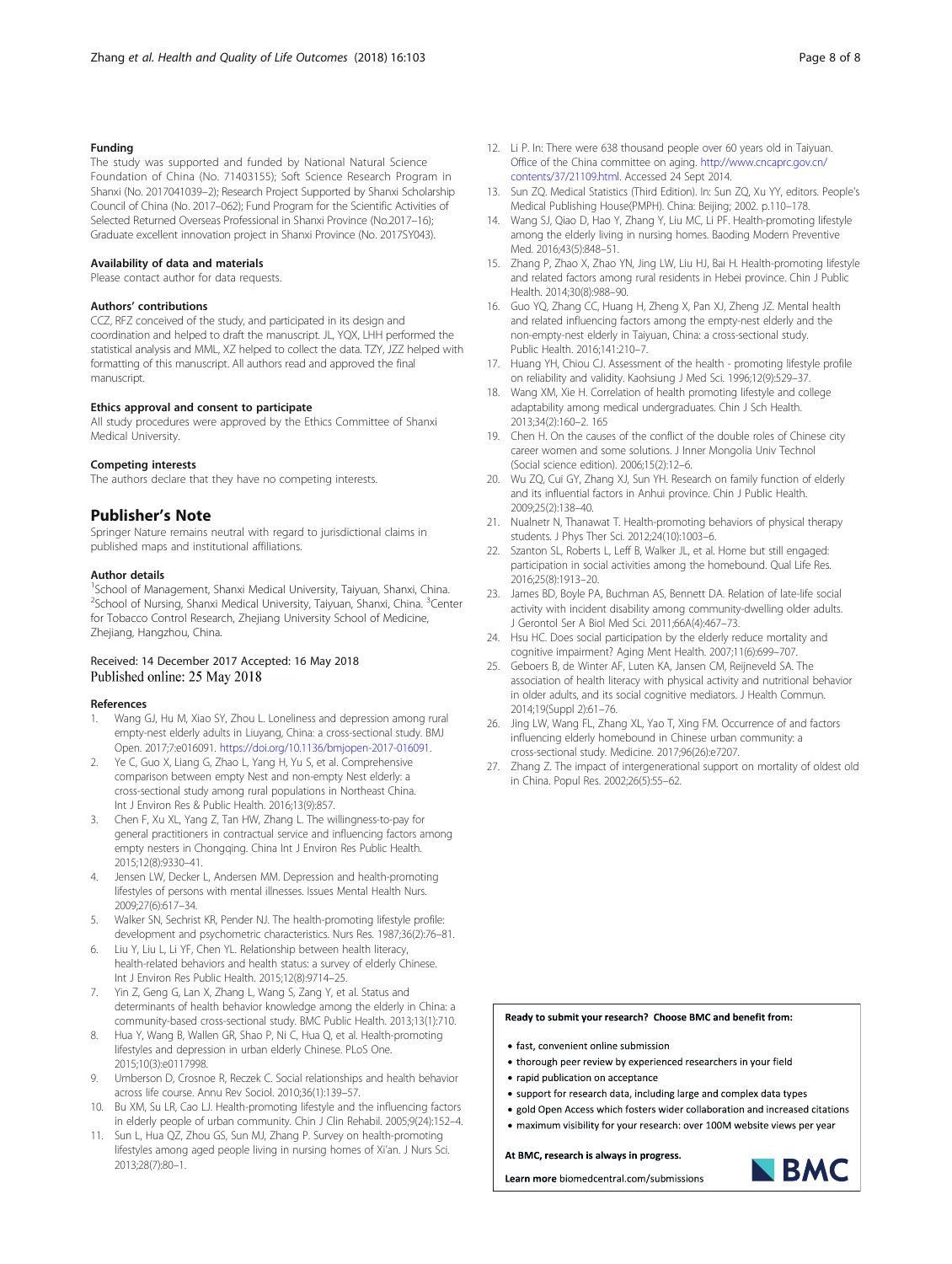### Funding

The study was supported and funded by National Natural Science Foundation of China (No. 71403155); Soft Science Research Program in Shanxi (No. 2017041039–2); Research Project Supported by Shanxi Scholarship Council of China (No. 2017–062); Fund Program for the Scientific Activities of Selected Returned Overseas Professional in Shanxi Province (No.2017–16); Graduate excellent innovation project in Shanxi Province (No. 2017SY043).

### Availability of data and materials

Please contact author for data requests.

### Authors' contributions

CCZ, RFZ conceived of the study, and participated in its design and coordination and helped to draft the manuscript. JL, YQX, LHH performed the statistical analysis and MML, XZ helped to collect the data. TZY, JZZ helped with formatting of this manuscript. All authors read and approved the final manuscript.

### Ethics approval and consent to participate

All study procedures were approved by the Ethics Committee of Shanxi Medical University.

### Competing interests

The authors declare that they have no competing interests.

## Publisher's Note

Springer Nature remains neutral with regard to jurisdictional claims in published maps and institutional affiliations.

### Author details

[1]School of Management, Shanxi Medical University, Taiyuan, Shanxi, China. [2]School of Nursing, Shanxi Medical University, Taiyuan, Shanxi, China. [3]Center for Tobacco Control Research, Zhejiang University School of Medicine, Zhejiang, Hangzhou, China.

Received: 14 December 2017 Accepted: 16 May 2018
Published online: 25 May 2018

### References

1. Wang GJ, Hu M, Xiao SY, Zhou L. Loneliness and depression among rural empty-nest elderly adults in Liuyang, China: a cross-sectional study. BMJ Open. 2017;7:e016091. https://doi.org/10.1136/bmjopen-2017-016091.
2. Ye C, Guo X, Liang G, Zhao L, Yang H, Yu S, et al. Comprehensive comparison between empty Nest and non-empty Nest elderly: a cross-sectional study among rural populations in Northeast China. Int J Environ Res & Public Health. 2016;13(9):857.
3. Chen F, Xu XL, Yang Z, Tan HW, Zhang L. The willingness-to-pay for general practitioners in contractual service and influencing factors among empty nesters in Chongqing. China Int J Environ Res Public Health. 2015;12(8):9330–41.
4. Jensen LW, Decker L, Andersen MM. Depression and health-promoting lifestyles of persons with mental illnesses. Issues Mental Health Nurs. 2009;27(6):617–34.
5. Walker SN, Sechrist KR, Pender NJ. The health-promoting lifestyle profile: development and psychometric characteristics. Nurs Res. 1987;36(2):76–81.
6. Liu Y, Liu L, Li YF, Chen YL. Relationship between health literacy, health-related behaviors and health status: a survey of elderly Chinese. Int J Environ Res Public Health. 2015;12(8):9714–25.
7. Yin Z, Geng G, Lan X, Zhang L, Wang S, Zang Y, et al. Status and determinants of health behavior knowledge among the elderly in China: a community-based cross-sectional study. BMC Public Health. 2013;13(1):710.
8. Hua Y, Wang B, Wallen GR, Shao P, Ni C, Hua Q, et al. Health-promoting lifestyles and depression in urban elderly Chinese. PLoS One. 2015;10(3):e0117998.
9. Umberson D, Crosnoe R, Reczek C. Social relationships and health behavior across life course. Annu Rev Sociol. 2010;36(1):139–57.
10. Bu XM, Su LR, Cao LJ. Health-promoting lifestyle and the influencing factors in elderly people of urban community. Chin J Clin Rehabil. 2005;9(24):152–4.
11. Sun L, Hua QZ, Zhou GS, Sun MJ, Zhang P. Survey on health-promoting lifestyles among aged people living in nursing homes of Xi'an. J Nurs Sci. 2013;28(7):80–1.
12. Li P. In: There were 638 thousand people over 60 years old in Taiyuan. Office of the China committee on aging. http://www.cncaprc.gov.cn/contents/37/21109.html. Accessed 24 Sept 2014.
13. Sun ZQ. Medical Statistics (Third Edition). In: Sun ZQ, Xu YY, editors. People's Medical Publishing House(PMPH). China: Beijing; 2002. p.110–178.
14. Wang SJ, Qiao D, Hao Y, Zhang Y, Liu MC, Li PF. Health-promoting lifestyle among the elderly living in nursing homes. Baoding Modern Preventive Med. 2016;43(5):848–51.
15. Zhang P, Zhao X, Zhao YN, Jing LW, Liu HJ, Bai H. Health-promoting lifestyle and related factors among rural residents in Hebei province. Chin J Public Health. 2014;30(8):988–90.
16. Guo YQ, Zhang CC, Huang H, Zheng X, Pan XJ, Zheng JZ. Mental health and related influencing factors among the empty-nest elderly and the non-empty-nest elderly in Taiyuan, China: a cross-sectional study. Public Health. 2016;141:210–7.
17. Huang YH, Chiou CJ. Assessment of the health - promoting lifestyle profile on reliability and validity. Kaohsiung J Med Sci. 1996;12(9):529–37.
18. Wang XM, Xie H. Correlation of health promoting lifestyle and college adaptability among medical undergraduates. Chin J Sch Health. 2013;34(2):160–2. 165
19. Chen H. On the causes of the conflict of the double roles of Chinese city career women and some solutions. J Inner Mongolia Univ Technol (Social science edition). 2006;15(2):12–6.
20. Wu ZQ, Cui GY, Zhang XJ, Sun YH. Research on family function of elderly and its influential factors in Anhui province. Chin J Public Health. 2009;25(2):138–40.
21. Nualnetr N, Thanawat T. Health-promoting behaviors of physical therapy students. J Phys Ther Sci. 2012;24(10):1003–6.
22. Szanton SL, Roberts L, Leff B, Walker JL, et al. Home but still engaged: participation in social activities among the homebound. Qual Life Res. 2016;25(8):1913–20.
23. James BD, Boyle PA, Buchman AS, Bennett DA. Relation of late-life social activity with incident disability among community-dwelling older adults. J Gerontol Ser A Biol Med Sci. 2011;66A(4):467–73.
24. Hsu HC. Does social participation by the elderly reduce mortality and cognitive impairment? Aging Ment Health. 2007;11(6):699–707.
25. Geboers B, de Winter AF, Luten KA, Jansen CM, Reijneveld SA. The association of health literacy with physical activity and nutritional behavior in older adults, and its social cognitive mediators. J Health Commun. 2014;19(Suppl 2):61–76.
26. Jing LW, Wang FL, Zhang XL, Yao T, Xing FM. Occurrence of and factors influencing elderly homebound in Chinese urban community: a cross-sectional study. Medicine. 2017;96(26):e7207.
27. Zhang Z. The impact of intergenerational support on mortality of oldest old in China. Popul Res. 2002;26(5):55–62.

**Ready to submit your research? Choose BMC and benefit from:**

- fast, convenient online submission
- thorough peer review by experienced researchers in your field
- rapid publication on acceptance
- support for research data, including large and complex data types
- gold Open Access which fosters wider collaboration and increased citations
- maximum visibility for your research: over 100M website views per year

**At BMC, research is always in progress.**

**Learn more** biomedcentral.com/submissions

BMC